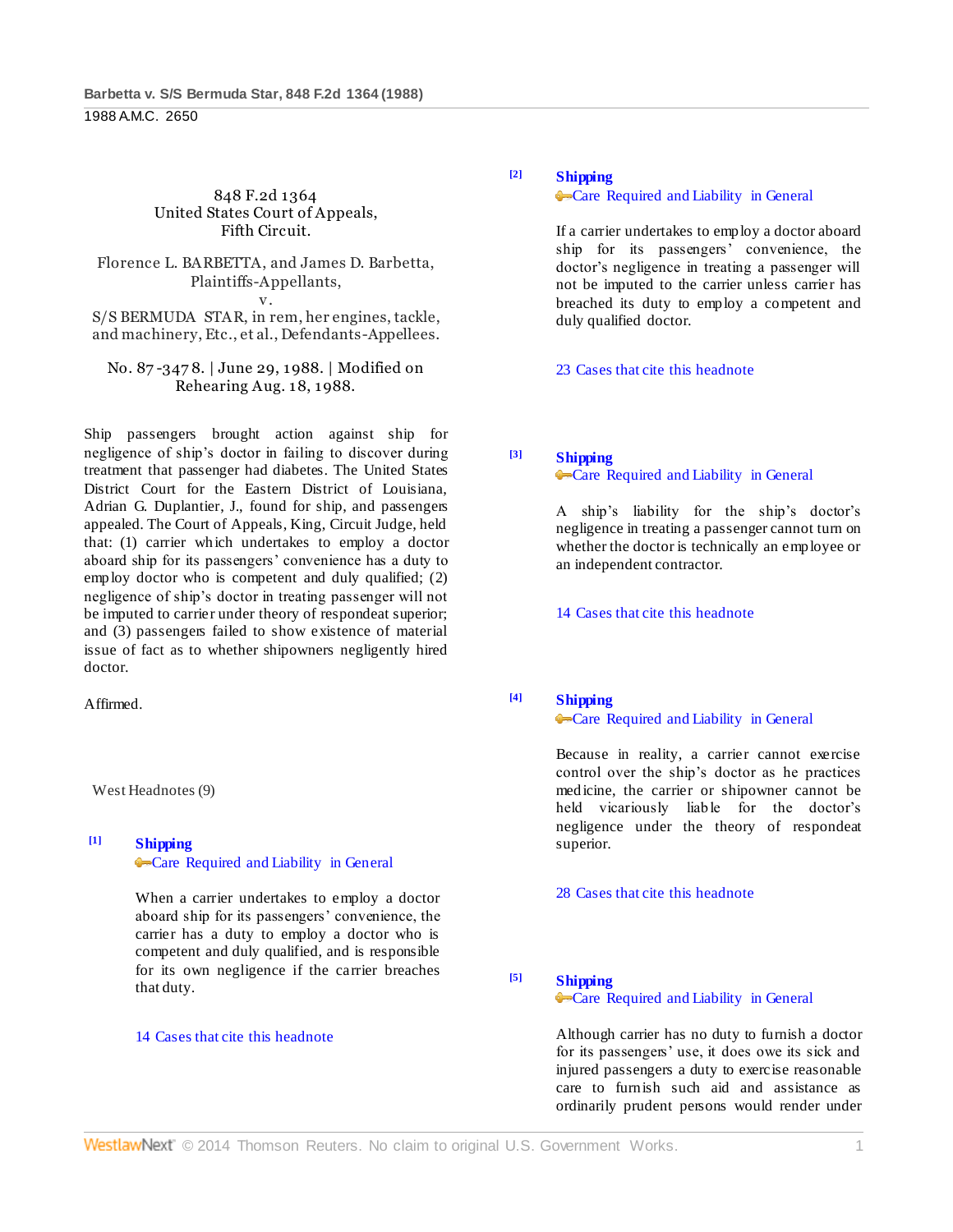848 F.2d 1364
United States Court of Appeals,
Fifth Circuit.

Florence L. BARBETTA, and James D. Barbetta, Plaintiffs-Appellants,
v.
S/S BERMUDA STAR, in rem, her engines, tackle, and machinery, Etc., et al., Defendants-Appellees.

No. 87-3478. | June 29, 1988. | Modified on Rehearing Aug. 18, 1988.

Ship passengers brought action against ship for negligence of ship's doctor in failing to discover during treatment that passenger had diabetes. The United States District Court for the Eastern District of Louisiana, Adrian G. Duplantier, J., found for ship, and passengers appealed. The Court of Appeals, King, Circuit Judge, held that: (1) carrier which undertakes to employ a doctor aboard ship for its passengers' convenience has a duty to employ doctor who is competent and duly qualified; (2) negligence of ship's doctor in treating passenger will not be imputed to carrier under theory of respondeat superior; and (3) passengers failed to show existence of material issue of fact as to whether shipowners negligently hired doctor.

Affirmed.

West Headnotes (9)

[1] **Shipping**
Care Required and Liability in General

When a carrier undertakes to employ a doctor aboard ship for its passengers' convenience, the carrier has a duty to employ a doctor who is competent and duly qualified, and is responsible for its own negligence if the carrier breaches that duty.

14 Cases that cite this headnote

[2] **Shipping**
Care Required and Liability in General

If a carrier undertakes to employ a doctor aboard ship for its passengers' convenience, the doctor's negligence in treating a passenger will not be imputed to the carrier unless carrier has breached its duty to employ a competent and duly qualified doctor.

23 Cases that cite this headnote

[3] **Shipping**
Care Required and Liability in General

A ship's liability for the ship's doctor's negligence in treating a passenger cannot turn on whether the doctor is technically an employee or an independent contractor.

14 Cases that cite this headnote

[4] **Shipping**
Care Required and Liability in General

Because in reality, a carrier cannot exercise control over the ship's doctor as he practices medicine, the carrier or shipowner cannot be held vicariously liable for the doctor's negligence under the theory of respondeat superior.

28 Cases that cite this headnote

[5] **Shipping**
Care Required and Liability in General

Although carrier has no duty to furnish a doctor for its passengers' use, it does owe its sick and injured passengers a duty to exercise reasonable care to furnish such aid and assistance as ordinarily prudent persons would render under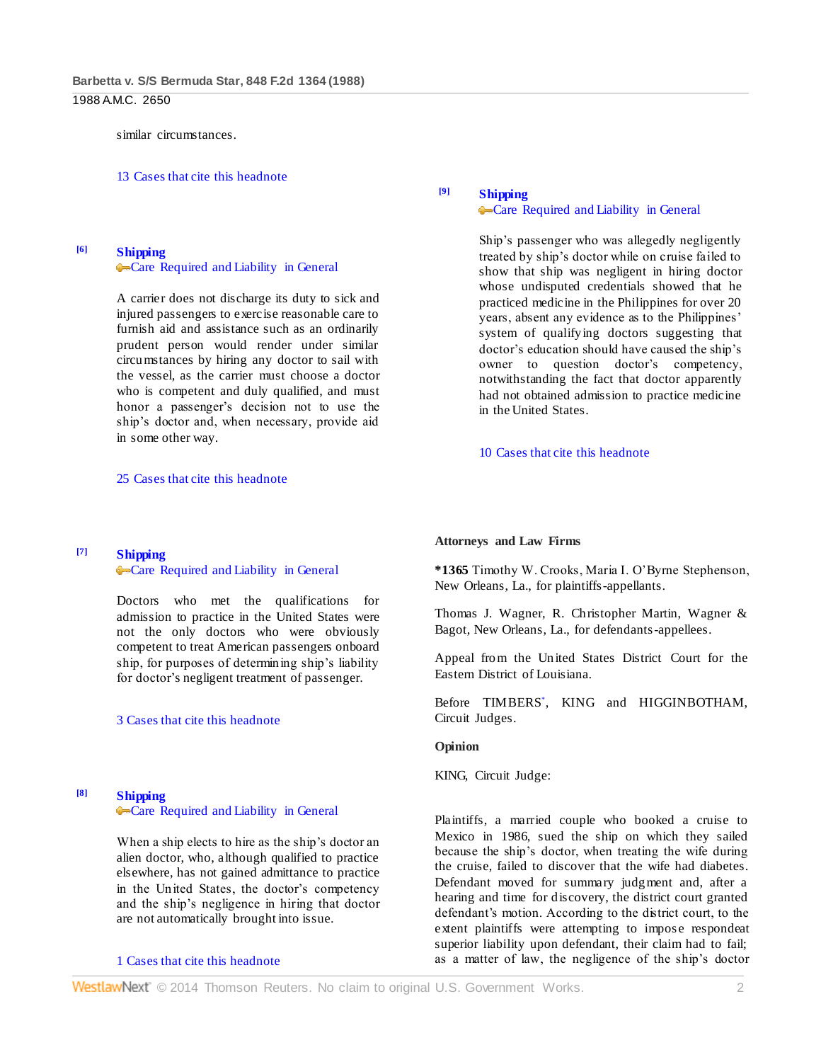similar circumstances.

13 Cases that cite this headnote

[6] **Shipping**
Care Required and Liability in General

A carrier does not discharge its duty to sick and injured passengers to exercise reasonable care to furnish aid and assistance such as an ordinarily prudent person would render under similar circumstances by hiring any doctor to sail with the vessel, as the carrier must choose a doctor who is competent and duly qualified, and must honor a passenger's decision not to use the ship's doctor and, when necessary, provide aid in some other way.

25 Cases that cite this headnote

[7] **Shipping**
Care Required and Liability in General

Doctors who met the qualifications for admission to practice in the United States were not the only doctors who were obviously competent to treat American passengers onboard ship, for purposes of determining ship's liability for doctor's negligent treatment of passenger.

3 Cases that cite this headnote

[8] **Shipping**
Care Required and Liability in General

When a ship elects to hire as the ship's doctor an alien doctor, who, although qualified to practice elsewhere, has not gained admittance to practice in the United States, the doctor's competency and the ship's negligence in hiring that doctor are not automatically brought into issue.

1 Cases that cite this headnote

[9] **Shipping**
Care Required and Liability in General

Ship's passenger who was allegedly negligently treated by ship's doctor while on cruise failed to show that ship was negligent in hiring doctor whose undisputed credentials showed that he practiced medicine in the Philippines for over 20 years, absent any evidence as to the Philippines' system of qualifying doctors suggesting that doctor's education should have caused the ship's owner to question doctor's competency, notwithstanding the fact that doctor apparently had not obtained admission to practice medicine in the United States.

10 Cases that cite this headnote

**Attorneys and Law Firms**

**\*1365** Timothy W. Crooks, Maria I. O'Byrne Stephenson, New Orleans, La., for plaintiffs-appellants.

Thomas J. Wagner, R. Christopher Martin, Wagner & Bagot, New Orleans, La., for defendants-appellees.

Appeal from the United States District Court for the Eastern District of Louisiana.

Before TIMBERS[*], KING and HIGGINBOTHAM, Circuit Judges.

**Opinion**

KING, Circuit Judge:

Plaintiffs, a married couple who booked a cruise to Mexico in 1986, sued the ship on which they sailed because the ship's doctor, when treating the wife during the cruise, failed to discover that the wife had diabetes. Defendant moved for summary judgment and, after a hearing and time for discovery, the district court granted defendant's motion. According to the district court, to the extent plaintiffs were attempting to impose respondeat superior liability upon defendant, their claim had to fail; as a matter of law, the negligence of the ship's doctor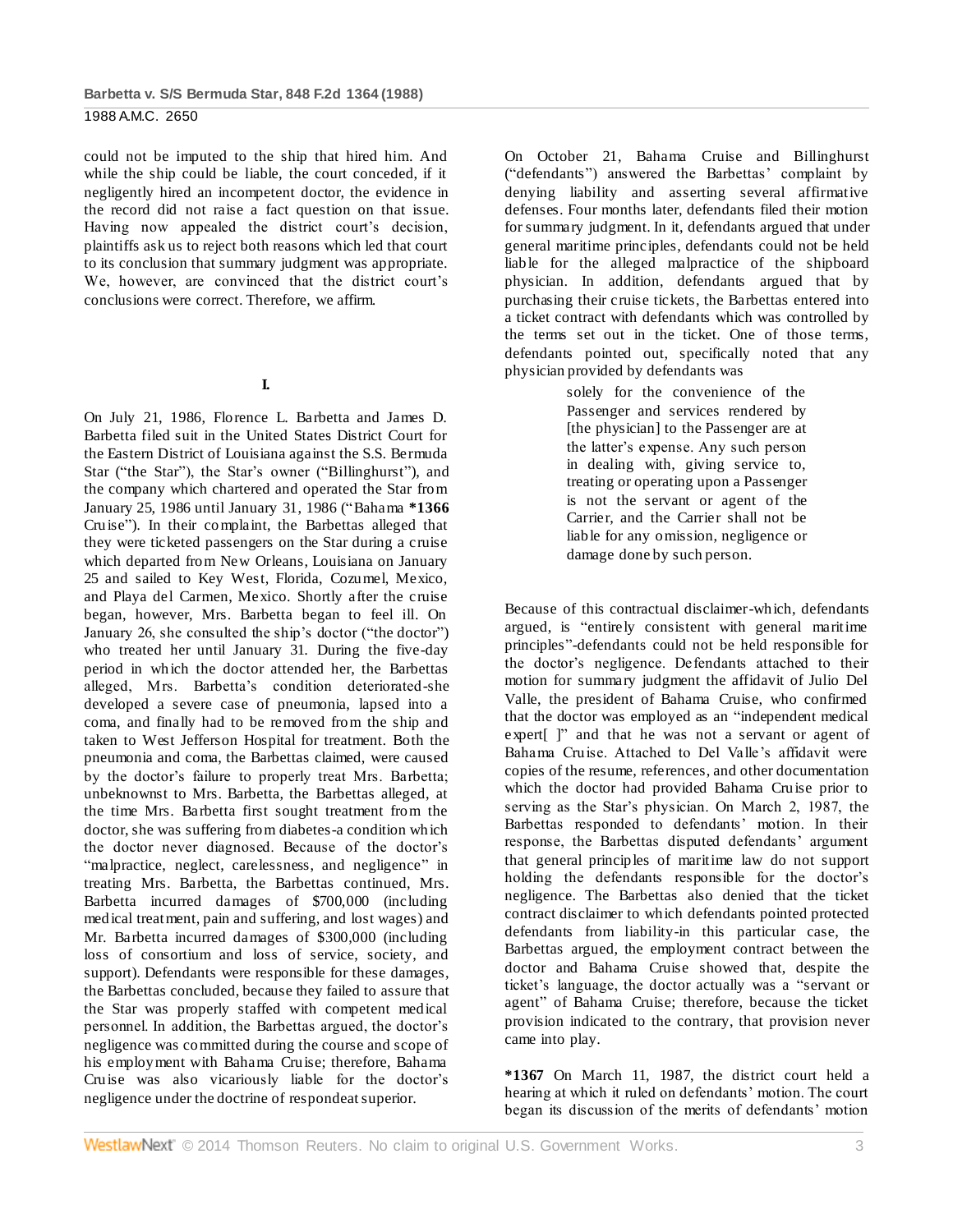could not be imputed to the ship that hired him. And while the ship could be liable, the court conceded, if it negligently hired an incompetent doctor, the evidence in the record did not raise a fact question on that issue. Having now appealed the district court's decision, plaintiffs ask us to reject both reasons which led that court to its conclusion that summary judgment was appropriate. We, however, are convinced that the district court's conclusions were correct. Therefore, we affirm.

## I.

On July 21, 1986, Florence L. Barbetta and James D. Barbetta filed suit in the United States District Court for the Eastern District of Louisiana against the S.S. Bermuda Star ("the Star"), the Star's owner ("Billinghurst"), and the company which chartered and operated the Star from January 25, 1986 until January 31, 1986 ("Bahama **\*1366** Cruise"). In their complaint, the Barbettas alleged that they were ticketed passengers on the Star during a cruise which departed from New Orleans, Louisiana on January 25 and sailed to Key West, Florida, Cozumel, Mexico, and Playa del Carmen, Mexico. Shortly after the cruise began, however, Mrs. Barbetta began to feel ill. On January 26, she consulted the ship's doctor ("the doctor") who treated her until January 31. During the five-day period in which the doctor attended her, the Barbettas alleged, Mrs. Barbetta's condition deteriorated-she developed a severe case of pneumonia, lapsed into a coma, and finally had to be removed from the ship and taken to West Jefferson Hospital for treatment. Both the pneumonia and coma, the Barbettas claimed, were caused by the doctor's failure to properly treat Mrs. Barbetta; unbeknownst to Mrs. Barbetta, the Barbettas alleged, at the time Mrs. Barbetta first sought treatment from the doctor, she was suffering from diabetes-a condition which the doctor never diagnosed. Because of the doctor's "malpractice, neglect, carelessness, and negligence" in treating Mrs. Barbetta, the Barbettas continued, Mrs. Barbetta incurred damages of $700,000 (including medical treatment, pain and suffering, and lost wages) and Mr. Barbetta incurred damages of $300,000 (including loss of consortium and loss of service, society, and support). Defendants were responsible for these damages, the Barbettas concluded, because they failed to assure that the Star was properly staffed with competent medical personnel. In addition, the Barbettas argued, the doctor's negligence was committed during the course and scope of his employment with Bahama Cruise; therefore, Bahama Cruise was also vicariously liable for the doctor's negligence under the doctrine of respondeat superior.

On October 21, Bahama Cruise and Billinghurst ("defendants") answered the Barbettas' complaint by denying liability and asserting several affirmative defenses. Four months later, defendants filed their motion for summary judgment. In it, defendants argued that under general maritime principles, defendants could not be held liable for the alleged malpractice of the shipboard physician. In addition, defendants argued that by purchasing their cruise tickets, the Barbettas entered into a ticket contract with defendants which was controlled by the terms set out in the ticket. One of those terms, defendants pointed out, specifically noted that any physician provided by defendants was

> solely for the convenience of the Passenger and services rendered by [the physician] to the Passenger are at the latter's expense. Any such person in dealing with, giving service to, treating or operating upon a Passenger is not the servant or agent of the Carrier, and the Carrier shall not be liable for any omission, negligence or damage done by such person.

Because of this contractual disclaimer-which, defendants argued, is "entirely consistent with general maritime principles"-defendants could not be held responsible for the doctor's negligence. Defendants attached to their motion for summary judgment the affidavit of Julio Del Valle, the president of Bahama Cruise, who confirmed that the doctor was employed as an "independent medical expert[ ]" and that he was not a servant or agent of Bahama Cruise. Attached to Del Valle's affidavit were copies of the resume, references, and other documentation which the doctor had provided Bahama Cruise prior to serving as the Star's physician. On March 2, 1987, the Barbettas responded to defendants' motion. In their response, the Barbettas disputed defendants' argument that general principles of maritime law do not support holding the defendants responsible for the doctor's negligence. The Barbettas also denied that the ticket contract disclaimer to which defendants pointed protected defendants from liability-in this particular case, the Barbettas argued, the employment contract between the doctor and Bahama Cruise showed that, despite the ticket's language, the doctor actually was a "servant or agent" of Bahama Cruise; therefore, because the ticket provision indicated to the contrary, that provision never came into play.

**\*1367** On March 11, 1987, the district court held a hearing at which it ruled on defendants' motion. The court began its discussion of the merits of defendants' motion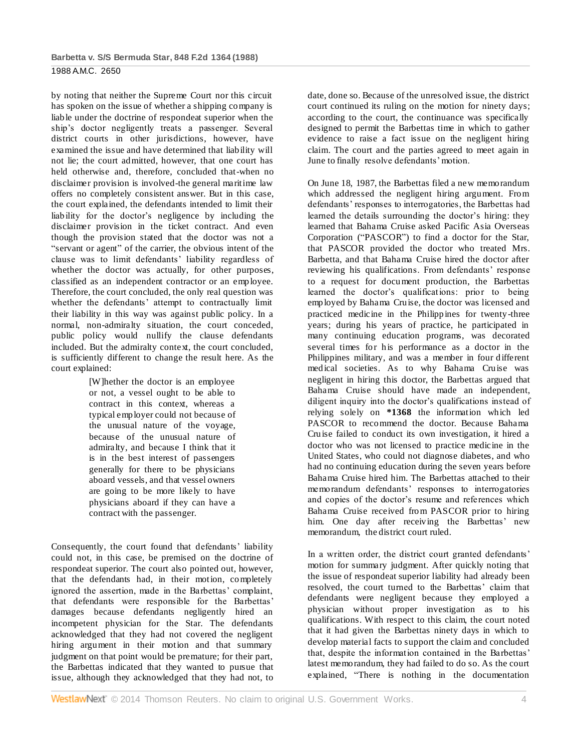by noting that neither the Supreme Court nor this circuit has spoken on the issue of whether a shipping company is liable under the doctrine of respondeat superior when the ship's doctor negligently treats a passenger. Several district courts in other jurisdictions, however, have examined the issue and have determined that liability will not lie; the court admitted, however, that one court has held otherwise and, therefore, concluded that-when no disclaimer provision is involved-the general maritime law offers no completely consistent answer. But in this case, the court explained, the defendants intended to limit their liability for the doctor's negligence by including the disclaimer provision in the ticket contract. And even though the provision stated that the doctor was not a "servant or agent" of the carrier, the obvious intent of the clause was to limit defendants' liability regardless of whether the doctor was actually, for other purposes, classified as an independent contractor or an employee. Therefore, the court concluded, the only real question was whether the defendants' attempt to contractually limit their liability in this way was against public policy. In a normal, non-admiralty situation, the court conceded, public policy would nullify the clause defendants included. But the admiralty context, the court concluded, is sufficiently different to change the result here. As the court explained:

> [W]hether the doctor is an employee or not, a vessel ought to be able to contract in this context, whereas a typical employer could not because of the unusual nature of the voyage, because of the unusual nature of admiralty, and because I think that it is in the best interest of passengers generally for there to be physicians aboard vessels, and that vessel owners are going to be more likely to have physicians aboard if they can have a contract with the passenger.

Consequently, the court found that defendants' liability could not, in this case, be premised on the doctrine of respondeat superior. The court also pointed out, however, that the defendants had, in their motion, completely ignored the assertion, made in the Barbettas' complaint, that defendants were responsible for the Barbettas' damages because defendants negligently hired an incompetent physician for the Star. The defendants acknowledged that they had not covered the negligent hiring argument in their motion and that summary judgment on that point would be premature; for their part, the Barbettas indicated that they wanted to pursue that issue, although they acknowledged that they had not, to date, done so. Because of the unresolved issue, the district court continued its ruling on the motion for ninety days; according to the court, the continuance was specifically designed to permit the Barbettas time in which to gather evidence to raise a fact issue on the negligent hiring claim. The court and the parties agreed to meet again in June to finally resolve defendants' motion.

On June 18, 1987, the Barbettas filed a new memorandum which addressed the negligent hiring argument. From defendants' responses to interrogatories, the Barbettas had learned the details surrounding the doctor's hiring: they learned that Bahama Cruise asked Pacific Asia Overseas Corporation ("PASCOR") to find a doctor for the Star, that PASCOR provided the doctor who treated Mrs. Barbetta, and that Bahama Cruise hired the doctor after reviewing his qualifications. From defendants' response to a request for document production, the Barbettas learned the doctor's qualifications: prior to being employed by Bahama Cruise, the doctor was licensed and practiced medicine in the Philippines for twenty-three years; during his years of practice, he participated in many continuing education programs, was decorated several times for his performance as a doctor in the Philippines military, and was a member in four different medical societies. As to why Bahama Cruise was negligent in hiring this doctor, the Barbettas argued that Bahama Cruise should have made an independent, diligent inquiry into the doctor's qualifications instead of relying solely on **\*1368** the information which led PASCOR to recommend the doctor. Because Bahama Cruise failed to conduct its own investigation, it hired a doctor who was not licensed to practice medicine in the United States, who could not diagnose diabetes, and who had no continuing education during the seven years before Bahama Cruise hired him. The Barbettas attached to their memorandum defendants' responses to interrogatories and copies of the doctor's resume and references which Bahama Cruise received from PASCOR prior to hiring him. One day after receiving the Barbettas' new memorandum, the district court ruled.

In a written order, the district court granted defendants' motion for summary judgment. After quickly noting that the issue of respondeat superior liability had already been resolved, the court turned to the Barbettas' claim that defendants were negligent because they employed a physician without proper investigation as to his qualifications. With respect to this claim, the court noted that it had given the Barbettas ninety days in which to develop material facts to support the claim and concluded that, despite the information contained in the Barbettas' latest memorandum, they had failed to do so. As the court explained, "There is nothing in the documentation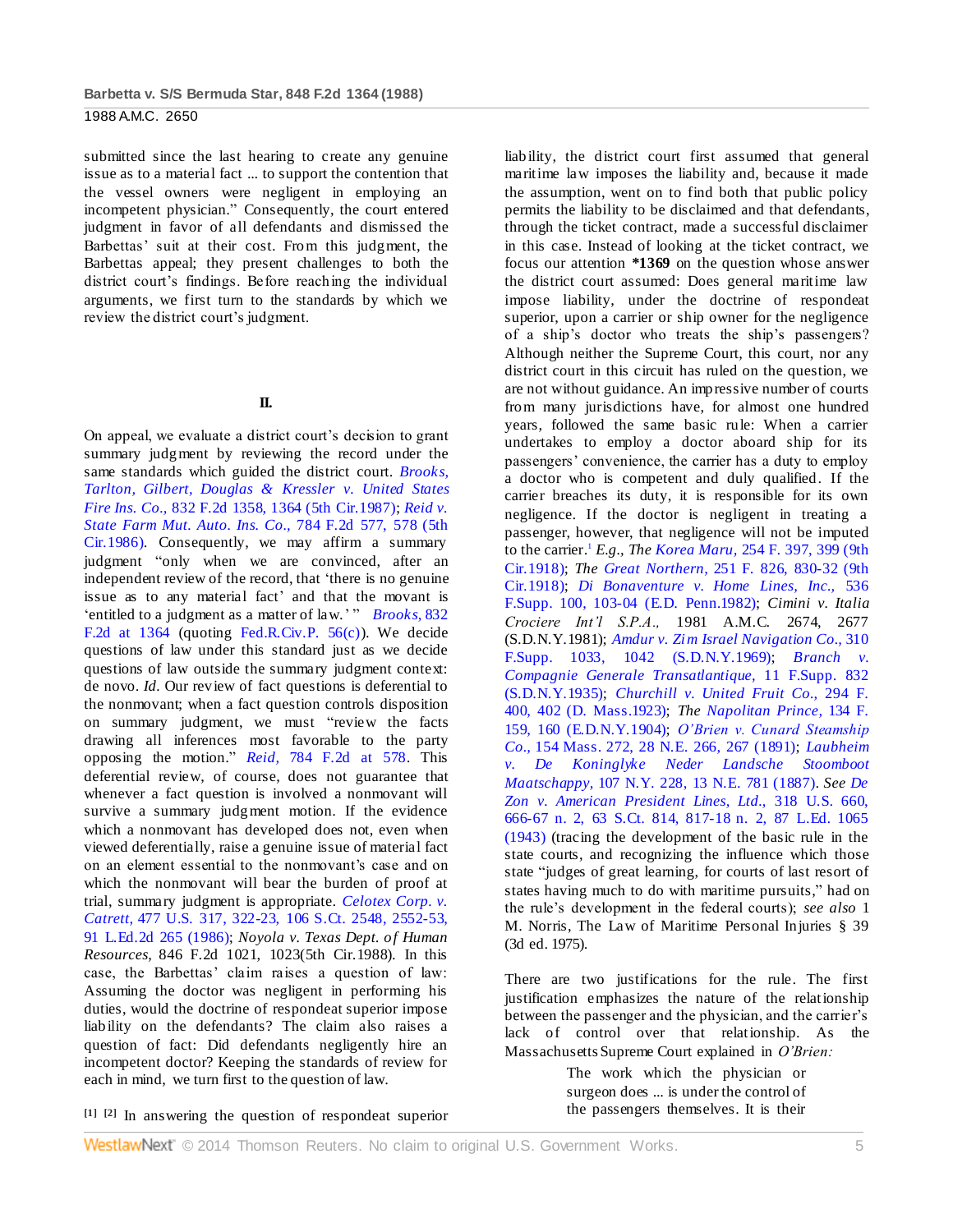submitted since the last hearing to create any genuine issue as to a material fact ... to support the contention that the vessel owners were negligent in employing an incompetent physician." Consequently, the court entered judgment in favor of all defendants and dismissed the Barbettas' suit at their cost. From this judgment, the Barbettas appeal; they present challenges to both the district court's findings. Before reaching the individual arguments, we first turn to the standards by which we review the district court's judgment.

## II.

On appeal, we evaluate a district court's decision to grant summary judgment by reviewing the record under the same standards which guided the district court. *Brooks, Tarlton, Gilbert, Douglas & Kressler v. United States Fire Ins. Co.,* 832 F.2d 1358, 1364 (5th Cir.1987); *Reid v. State Farm Mut. Auto. Ins. Co.,* 784 F.2d 577, 578 (5th Cir.1986). Consequently, we may affirm a summary judgment "only when we are convinced, after an independent review of the record, that 'there is no genuine issue as to any material fact' and that the movant is 'entitled to a judgment as a matter of law.' " *Brooks,* 832 F.2d at 1364 (quoting Fed.R.Civ.P. 56(c)). We decide questions of law under this standard just as we decide questions of law outside the summary judgment context: de novo. *Id.* Our review of fact questions is deferential to the nonmovant; when a fact question controls disposition on summary judgment, we must "review the facts drawing all inferences most favorable to the party opposing the motion." *Reid,* 784 F.2d at 578. This deferential review, of course, does not guarantee that whenever a fact question is involved a nonmovant will survive a summary judgment motion. If the evidence which a nonmovant has developed does not, even when viewed deferentially, raise a genuine issue of material fact on an element essential to the nonmovant's case and on which the nonmovant will bear the burden of proof at trial, summary judgment is appropriate. *Celotex Corp. v. Catrett,* 477 U.S. 317, 322-23, 106 S.Ct. 2548, 2552-53, 91 L.Ed.2d 265 (1986); *Noyola v. Texas Dept. of Human Resources,* 846 F.2d 1021, 1023(5th Cir.1988). In this case, the Barbettas' claim raises a question of law: Assuming the doctor was negligent in performing his duties, would the doctrine of respondeat superior impose liability on the defendants? The claim also raises a question of fact: Did defendants negligently hire an incompetent doctor? Keeping the standards of review for each in mind, we turn first to the question of law.

**[1] [2]** In answering the question of respondeat superior liability, the district court first assumed that general maritime law imposes the liability and, because it made the assumption, went on to find both that public policy permits the liability to be disclaimed and that defendants, through the ticket contract, made a successful disclaimer in this case. Instead of looking at the ticket contract, we focus our attention **\*1369** on the question whose answer the district court assumed: Does general maritime law impose liability, under the doctrine of respondeat superior, upon a carrier or ship owner for the negligence of a ship's doctor who treats the ship's passengers? Although neither the Supreme Court, this court, nor any district court in this circuit has ruled on the question, we are not without guidance. An impressive number of courts from many jurisdictions have, for almost one hundred years, followed the same basic rule: When a carrier undertakes to employ a doctor aboard ship for its passengers' convenience, the carrier has a duty to employ a doctor who is competent and duly qualified. If the carrier breaches its duty, it is responsible for its own negligence. If the doctor is negligent in treating a passenger, however, that negligence will not be imputed to the carrier.[1] *E.g., The Korea Maru,* 254 F. 397, 399 (9th Cir.1918); *The Great Northern,* 251 F. 826, 830-32 (9th Cir.1918); *Di Bonaventure v. Home Lines, Inc.,* 536 F.Supp. 100, 103-04 (E.D. Penn.1982); *Cimini v. Italia Crociere Int'l S.P.A.,* 1981 A.M.C. 2674, 2677 (S.D.N.Y.1981); *Amdur v. Zim Israel Navigation Co.,* 310 F.Supp. 1033, 1042 (S.D.N.Y.1969); *Branch v. Compagnie Generale Transatlantique,* 11 F.Supp. 832 (S.D.N.Y.1935); *Churchill v. United Fruit Co.,* 294 F. 400, 402 (D. Mass.1923); *The Napolitan Prince,* 134 F. 159, 160 (E.D.N.Y.1904); *O'Brien v. Cunard Steamship Co.,* 154 Mass. 272, 28 N.E. 266, 267 (1891); *Laubheim v. De Koninglyke Neder Landsche Stoomboot Maatschappy,* 107 N.Y. 228, 13 N.E. 781 (1887). *See De Zon v. American President Lines, Ltd.,* 318 U.S. 660, 666-67 n. 2, 63 S.Ct. 814, 817-18 n. 2, 87 L.Ed. 1065 (1943) (tracing the development of the basic rule in the state courts, and recognizing the influence which those state "judges of great learning, for courts of last resort of states having much to do with maritime pursuits," had on the rule's development in the federal courts); *see also* 1 M. Norris, The Law of Maritime Personal Injuries § 39 (3d ed. 1975).

There are two justifications for the rule. The first justification emphasizes the nature of the relationship between the passenger and the physician, and the carrier's lack of control over that relationship. As the Massachusetts Supreme Court explained in *O'Brien:*

> The work which the physician or surgeon does ... is under the control of the passengers themselves. It is their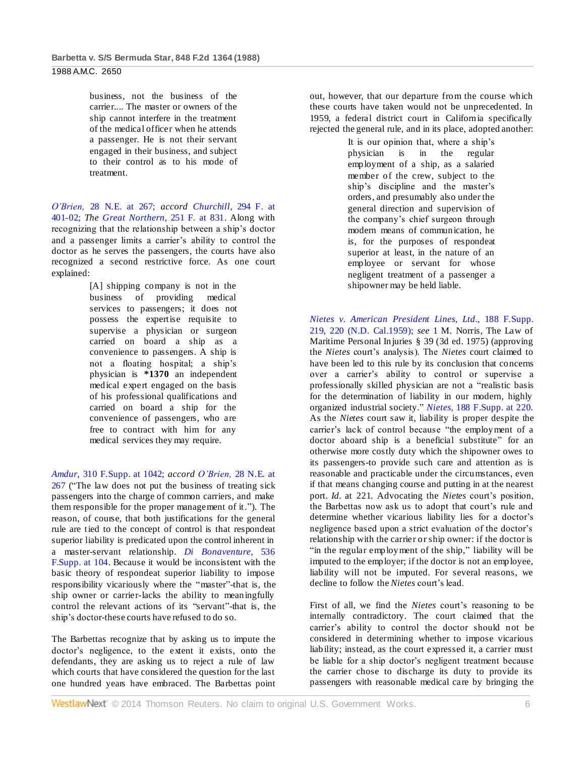> business, not the business of the carrier.... The master or owners of the ship cannot interfere in the treatment of the medical officer when he attends a passenger. He is not their servant engaged in their business, and subject to their control as to his mode of treatment.

*O'Brien,* 28 N.E. at 267; *accord* *Churchill,* 294 F. at 401-02; *The* *Great Northern,* 251 F. at 831. Along with recognizing that the relationship between a ship's doctor and a passenger limits a carrier's ability to control the doctor as he serves the passengers, the courts have also recognized a second restrictive force. As one court explained:

> [A] shipping company is not in the business of providing medical services to passengers; it does not possess the expertise requisite to supervise a physician or surgeon carried on board a ship as a convenience to passengers. A ship is not a floating hospital; a ship's physician is **\*1370** an independent medical expert engaged on the basis of his professional qualifications and carried on board a ship for the convenience of passengers, who are free to contract with him for any medical services they may require.

*Amdur,* 310 F.Supp. at 1042; *accord* *O'Brien,* 28 N.E. at 267 ("The law does not put the business of treating sick passengers into the charge of common carriers, and make them responsible for the proper management of it."). The reason, of course, that both justifications for the general rule are tied to the concept of control is that respondeat superior liability is predicated upon the control inherent in a master-servant relationship. *Di Bonaventure,* 536 F.Supp. at 104. Because it would be inconsistent with the basic theory of respondeat superior liability to impose responsibility vicariously where the "master"-that is, the ship owner or carrier-lacks the ability to meaningfully control the relevant actions of its "servant"-that is, the ship's doctor-these courts have refused to do so.

The Barbettas recognize that by asking us to impute the doctor's negligence, to the extent it exists, onto the defendants, they are asking us to reject a rule of law which courts that have considered the question for the last one hundred years have embraced. The Barbettas point out, however, that our departure from the course which these courts have taken would not be unprecedented. In 1959, a federal district court in California specifically rejected the general rule, and in its place, adopted another:

> It is our opinion that, where a ship's physician is in the regular employment of a ship, as a salaried member of the crew, subject to the ship's discipline and the master's orders, and presumably also under the general direction and supervision of the company's chief surgeon through modern means of communication, he is, for the purposes of respondeat superior at least, in the nature of an employee or servant for whose negligent treatment of a passenger a shipowner may be held liable.

*Nietes v. American President Lines, Ltd.,* 188 F.Supp. 219, 220 (N.D. Cal.1959); *see* 1 M. Norris, The Law of Maritime Personal Injuries § 39 (3d ed. 1975) (approving the *Nietes* court's analysis). The *Nietes* court claimed to have been led to this rule by its conclusion that concerns over a carrier's ability to control or supervise a professionally skilled physician are not a "realistic basis for the determination of liability in our modern, highly organized industrial society." *Nietes,* 188 F.Supp. at 220. As the *Nietes* court saw it, liability is proper despite the carrier's lack of control because "the employment of a doctor aboard ship is a beneficial substitute" for an otherwise more costly duty which the shipowner owes to its passengers-to provide such care and attention as is reasonable and practicable under the circumstances, even if that means changing course and putting in at the nearest port. *Id.* at 221. Advocating the *Nietes* court's position, the Barbettas now ask us to adopt that court's rule and determine whether vicarious liability lies for a doctor's negligence based upon a strict evaluation of the doctor's relationship with the carrier or ship owner: if the doctor is "in the regular employment of the ship," liability will be imputed to the employer; if the doctor is not an employee, liability will not be imputed. For several reasons, we decline to follow the *Nietes* court's lead.

First of all, we find the *Nietes* court's reasoning to be internally contradictory. The court claimed that the carrier's ability to control the doctor should not be considered in determining whether to impose vicarious liability; instead, as the court expressed it, a carrier must be liable for a ship doctor's negligent treatment because the carrier chose to discharge its duty to provide its passengers with reasonable medical care by bringing the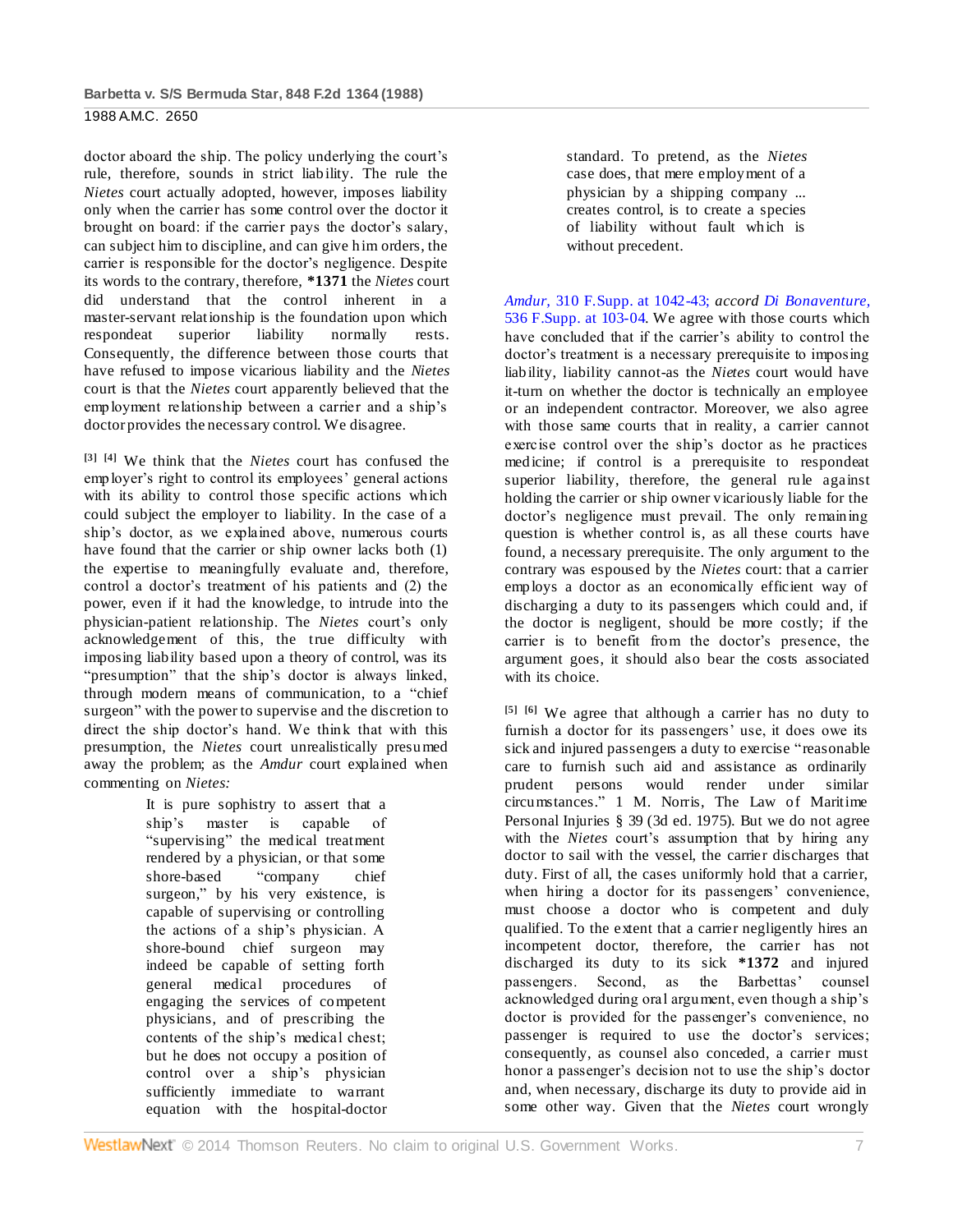doctor aboard the ship. The policy underlying the court's rule, therefore, sounds in strict liability. The rule the *Nietes* court actually adopted, however, imposes liability only when the carrier has some control over the doctor it brought on board: if the carrier pays the doctor's salary, can subject him to discipline, and can give him orders, the carrier is responsible for the doctor's negligence. Despite its words to the contrary, therefore, **\*1371** the *Nietes* court did understand that the control inherent in a master-servant relationship is the foundation upon which respondeat superior liability normally rests. Consequently, the difference between those courts that have refused to impose vicarious liability and the *Nietes* court is that the *Nietes* court apparently believed that the employment relationship between a carrier and a ship's doctor provides the necessary control. We disagree.

[3] [4] We think that the *Nietes* court has confused the employer's right to control its employees' general actions with its ability to control those specific actions which could subject the employer to liability. In the case of a ship's doctor, as we explained above, numerous courts have found that the carrier or ship owner lacks both (1) the expertise to meaningfully evaluate and, therefore, control a doctor's treatment of his patients and (2) the power, even if it had the knowledge, to intrude into the physician-patient relationship. The *Nietes* court's only acknowledgement of this, the true difficulty with imposing liability based upon a theory of control, was its "presumption" that the ship's doctor is always linked, through modern means of communication, to a "chief surgeon" with the power to supervise and the discretion to direct the ship doctor's hand. We think that with this presumption, the *Nietes* court unrealistically presumed away the problem; as the *Amdur* court explained when commenting on *Nietes:*

> It is pure sophistry to assert that a ship's master is capable of "supervising" the medical treatment rendered by a physician, or that some shore-based "company chief surgeon," by his very existence, is capable of supervising or controlling the actions of a ship's physician. A shore-bound chief surgeon may indeed be capable of setting forth general medical procedures of engaging the services of competent physicians, and of prescribing the contents of the ship's medical chest; but he does not occupy a position of control over a ship's physician sufficiently immediate to warrant equation with the hospital-doctor standard. To pretend, as the *Nietes* case does, that mere employment of a physician by a shipping company ... creates control, is to create a species of liability without fault which is without precedent.

*Amdur,* 310 F.Supp. at 1042-43; *accord Di Bonaventure,* 536 F.Supp. at 103-04. We agree with those courts which have concluded that if the carrier's ability to control the doctor's treatment is a necessary prerequisite to imposing liability, liability cannot-as the *Nietes* court would have it-turn on whether the doctor is technically an employee or an independent contractor. Moreover, we also agree with those same courts that in reality, a carrier cannot exercise control over the ship's doctor as he practices medicine; if control is a prerequisite to respondeat superior liability, therefore, the general rule against holding the carrier or ship owner vicariously liable for the doctor's negligence must prevail. The only remaining question is whether control is, as all these courts have found, a necessary prerequisite. The only argument to the contrary was espoused by the *Nietes* court: that a carrier employs a doctor as an economically efficient way of discharging a duty to its passengers which could and, if the doctor is negligent, should be more costly; if the carrier is to benefit from the doctor's presence, the argument goes, it should also bear the costs associated with its choice.

[5] [6] We agree that although a carrier has no duty to furnish a doctor for its passengers' use, it does owe its sick and injured passengers a duty to exercise "reasonable care to furnish such aid and assistance as ordinarily prudent persons would render under similar circumstances." 1 M. Norris, The Law of Maritime Personal Injuries § 39 (3d ed. 1975). But we do not agree with the *Nietes* court's assumption that by hiring any doctor to sail with the vessel, the carrier discharges that duty. First of all, the cases uniformly hold that a carrier, when hiring a doctor for its passengers' convenience, must choose a doctor who is competent and duly qualified. To the extent that a carrier negligently hires an incompetent doctor, therefore, the carrier has not discharged its duty to its sick **\*1372** and injured passengers. Second, as the Barbettas' counsel acknowledged during oral argument, even though a ship's doctor is provided for the passenger's convenience, no passenger is required to use the doctor's services; consequently, as counsel also conceded, a carrier must honor a passenger's decision not to use the ship's doctor and, when necessary, discharge its duty to provide aid in some other way. Given that the *Nietes* court wrongly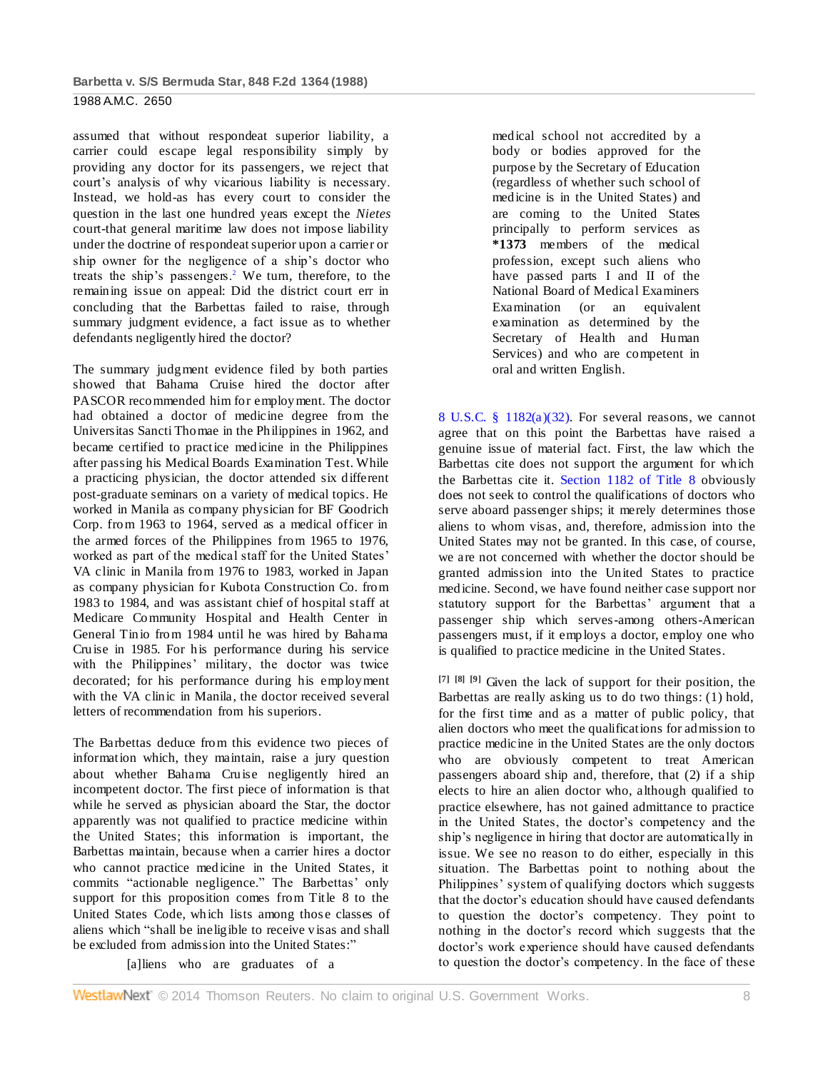assumed that without respondeat superior liability, a carrier could escape legal responsibility simply by providing any doctor for its passengers, we reject that court's analysis of why vicarious liability is necessary. Instead, we hold-as has every court to consider the question in the last one hundred years except the *Nietes* court-that general maritime law does not impose liability under the doctrine of respondeat superior upon a carrier or ship owner for the negligence of a ship's doctor who treats the ship's passengers.[2] We turn, therefore, to the remaining issue on appeal: Did the district court err in concluding that the Barbettas failed to raise, through summary judgment evidence, a fact issue as to whether defendants negligently hired the doctor?

The summary judgment evidence filed by both parties showed that Bahama Cruise hired the doctor after PASCOR recommended him for employment. The doctor had obtained a doctor of medicine degree from the Universitas Sancti Thomae in the Philippines in 1962, and became certified to practice medicine in the Philippines after passing his Medical Boards Examination Test. While a practicing physician, the doctor attended six different post-graduate seminars on a variety of medical topics. He worked in Manila as company physician for BF Goodrich Corp. from 1963 to 1964, served as a medical officer in the armed forces of the Philippines from 1965 to 1976, worked as part of the medical staff for the United States' VA clinic in Manila from 1976 to 1983, worked in Japan as company physician for Kubota Construction Co. from 1983 to 1984, and was assistant chief of hospital staff at Medicare Community Hospital and Health Center in General Tinio from 1984 until he was hired by Bahama Cruise in 1985. For his performance during his service with the Philippines' military, the doctor was twice decorated; for his performance during his employment with the VA clinic in Manila, the doctor received several letters of recommendation from his superiors.

The Barbettas deduce from this evidence two pieces of information which, they maintain, raise a jury question about whether Bahama Cruise negligently hired an incompetent doctor. The first piece of information is that while he served as physician aboard the Star, the doctor apparently was not qualified to practice medicine within the United States; this information is important, the Barbettas maintain, because when a carrier hires a doctor who cannot practice medicine in the United States, it commits "actionable negligence." The Barbettas' only support for this proposition comes from Title 8 to the United States Code, which lists among those classes of aliens which "shall be ineligible to receive visas and shall be excluded from admission into the United States:"

> [a]liens who are graduates of a medical school not accredited by a body or bodies approved for the purpose by the Secretary of Education (regardless of whether such school of medicine is in the United States) and are coming to the United States principally to perform services as **\*1373** members of the medical profession, except such aliens who have passed parts I and II of the National Board of Medical Examiners Examination (or an equivalent examination as determined by the Secretary of Health and Human Services) and who are competent in oral and written English.

8 U.S.C. § 1182(a)(32). For several reasons, we cannot agree that on this point the Barbettas have raised a genuine issue of material fact. First, the law which the Barbettas cite does not support the argument for which the Barbettas cite it. Section 1182 of Title 8 obviously does not seek to control the qualifications of doctors who serve aboard passenger ships; it merely determines those aliens to whom visas, and, therefore, admission into the United States may not be granted. In this case, of course, we are not concerned with whether the doctor should be granted admission into the United States to practice medicine. Second, we have found neither case support nor statutory support for the Barbettas' argument that a passenger ship which serves-among others-American passengers must, if it employs a doctor, employ one who is qualified to practice medicine in the United States.

**[7] [8] [9]** Given the lack of support for their position, the Barbettas are really asking us to do two things: (1) hold, for the first time and as a matter of public policy, that alien doctors who meet the qualifications for admission to practice medicine in the United States are the only doctors who are obviously competent to treat American passengers aboard ship and, therefore, that (2) if a ship elects to hire an alien doctor who, although qualified to practice elsewhere, has not gained admittance to practice in the United States, the doctor's competency and the ship's negligence in hiring that doctor are automatically in issue. We see no reason to do either, especially in this situation. The Barbettas point to nothing about the Philippines' system of qualifying doctors which suggests that the doctor's education should have caused defendants to question the doctor's competency. They point to nothing in the doctor's record which suggests that the doctor's work experience should have caused defendants to question the doctor's competency. In the face of these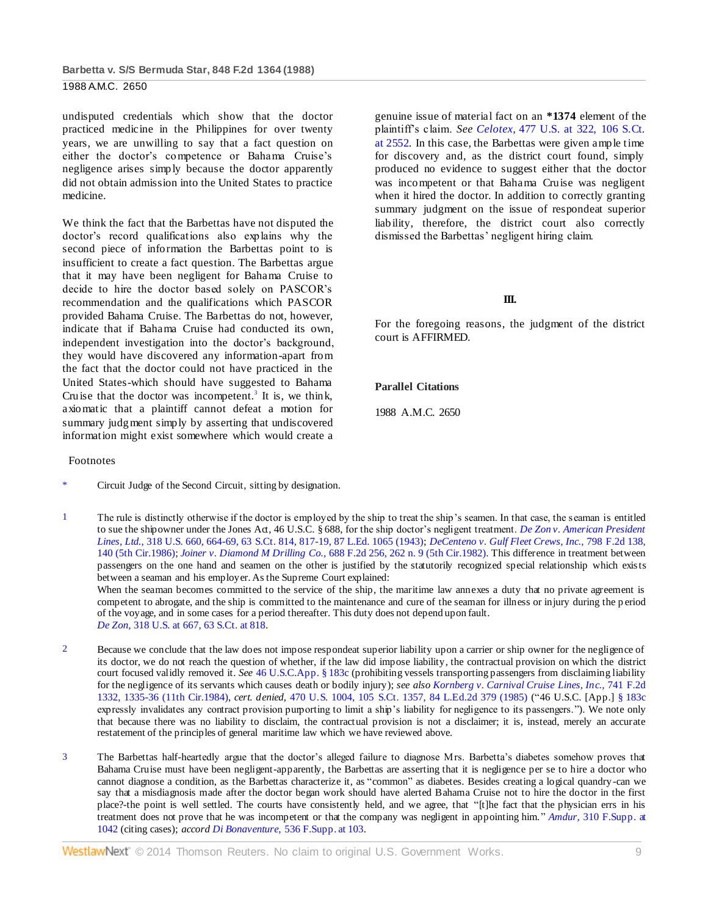undisputed credentials which show that the doctor practiced medicine in the Philippines for over twenty years, we are unwilling to say that a fact question on either the doctor's competence or Bahama Cruise's negligence arises simply because the doctor apparently did not obtain admission into the United States to practice medicine.

We think the fact that the Barbettas have not disputed the doctor's record qualifications also explains why the second piece of information the Barbettas point to is insufficient to create a fact question. The Barbettas argue that it may have been negligent for Bahama Cruise to decide to hire the doctor based solely on PASCOR's recommendation and the qualifications which PASCOR provided Bahama Cruise. The Barbettas do not, however, indicate that if Bahama Cruise had conducted its own, independent investigation into the doctor's background, they would have discovered any information-apart from the fact that the doctor could not have practiced in the United States-which should have suggested to Bahama Cruise that the doctor was incompetent.[3] It is, we think, axiomatic that a plaintiff cannot defeat a motion for summary judgment simply by asserting that undiscovered information might exist somewhere which would create a genuine issue of material fact on an **\*1374** element of the plaintiff's claim. *See Celotex,* 477 U.S. at 322, 106 S.Ct. at 2552. In this case, the Barbettas were given ample time for discovery and, as the district court found, simply produced no evidence to suggest either that the doctor was incompetent or that Bahama Cruise was negligent when it hired the doctor. In addition to correctly granting summary judgment on the issue of respondeat superior liability, therefore, the district court also correctly dismissed the Barbettas' negligent hiring claim.

### III.

For the foregoing reasons, the judgment of the district court is AFFIRMED.

**Parallel Citations**

1988 A.M.C. 2650

Footnotes

\* Circuit Judge of the Second Circuit, sitting by designation.

1 The rule is distinctly otherwise if the doctor is employed by the ship to treat the ship's seamen. In that case, the seaman is entitled to sue the shipowner under the Jones Act, 46 U.S.C. § 688, for the ship doctor's negligent treatment. *De Zon v. American President Lines, Ltd.,* 318 U.S. 660, 664-69, 63 S.Ct. 814, 817-19, 87 L.Ed. 1065 (1943); *DeCenteno v. Gulf Fleet Crews, Inc.,* 798 F.2d 138, 140 (5th Cir.1986); *Joiner v. Diamond M Drilling Co.,* 688 F.2d 256, 262 n. 9 (5th Cir.1982). This difference in treatment between passengers on the one hand and seamen on the other is justified by the statutorily recognized special relationship which exists between a seaman and his employer. As the Supreme Court explained:

When the seaman becomes committed to the service of the ship, the maritime law annexes a duty that no private agreement is competent to abrogate, and the ship is committed to the maintenance and cure of the seaman for illness or injury during the period of the voyage, and in some cases for a period thereafter. This duty does not depend upon fault.

*De Zon,* 318 U.S. at 667, 63 S.Ct. at 818.

2 Because we conclude that the law does not impose respondeat superior liability upon a carrier or ship owner for the negligence of its doctor, we do not reach the question of whether, if the law did impose liability, the contractual provision on which the district court focused validly removed it. *See* 46 U.S.C.App. § 183c (prohibiting vessels transporting passengers from disclaiming liability for the negligence of its servants which causes death or bodily injury); *see also Kornberg v. Carnival Cruise Lines, Inc.,* 741 F.2d 1332, 1335-36 (11th Cir.1984), *cert. denied,* 470 U.S. 1004, 105 S.Ct. 1357, 84 L.Ed.2d 379 (1985) ("46 U.S.C. [App.] § 183c expressly invalidates any contract provision purporting to limit a ship's liability for negligence to its passengers."). We note only that because there was no liability to disclaim, the contractual provision is not a disclaimer; it is, instead, merely an accurate restatement of the principles of general maritime law which we have reviewed above.

3 The Barbettas half-heartedly argue that the doctor's alleged failure to diagnose Mrs. Barbetta's diabetes somehow proves that Bahama Cruise must have been negligent-apparently, the Barbettas are asserting that it is negligence per se to hire a doctor who cannot diagnose a condition, as the Barbettas characterize it, as "common" as diabetes. Besides creating a logical quandry-can we say that a misdiagnosis made after the doctor began work should have alerted Bahama Cruise not to hire the doctor in the first place?-the point is well settled. The courts have consistently held, and we agree, that "[t]he fact that the physician errs in his treatment does not prove that he was incompetent or that the company was negligent in appointing him." *Amdur,* 310 F.Supp. at 1042 (citing cases); *accord Di Bonaventure,* 536 F.Supp. at 103.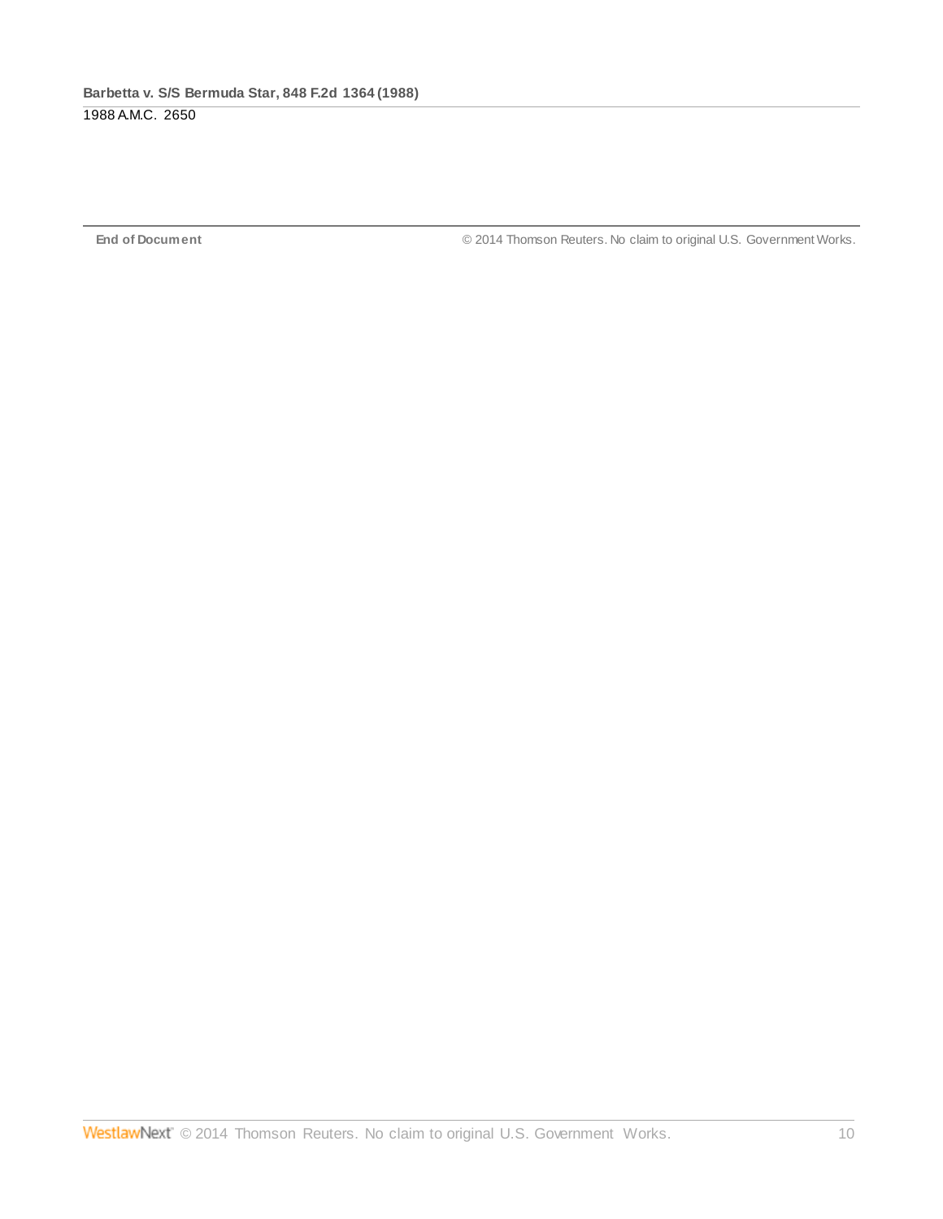1988 A.M.C. 2650

**End of Document** © 2014 Thomson Reuters. No claim to original U.S. Government Works.